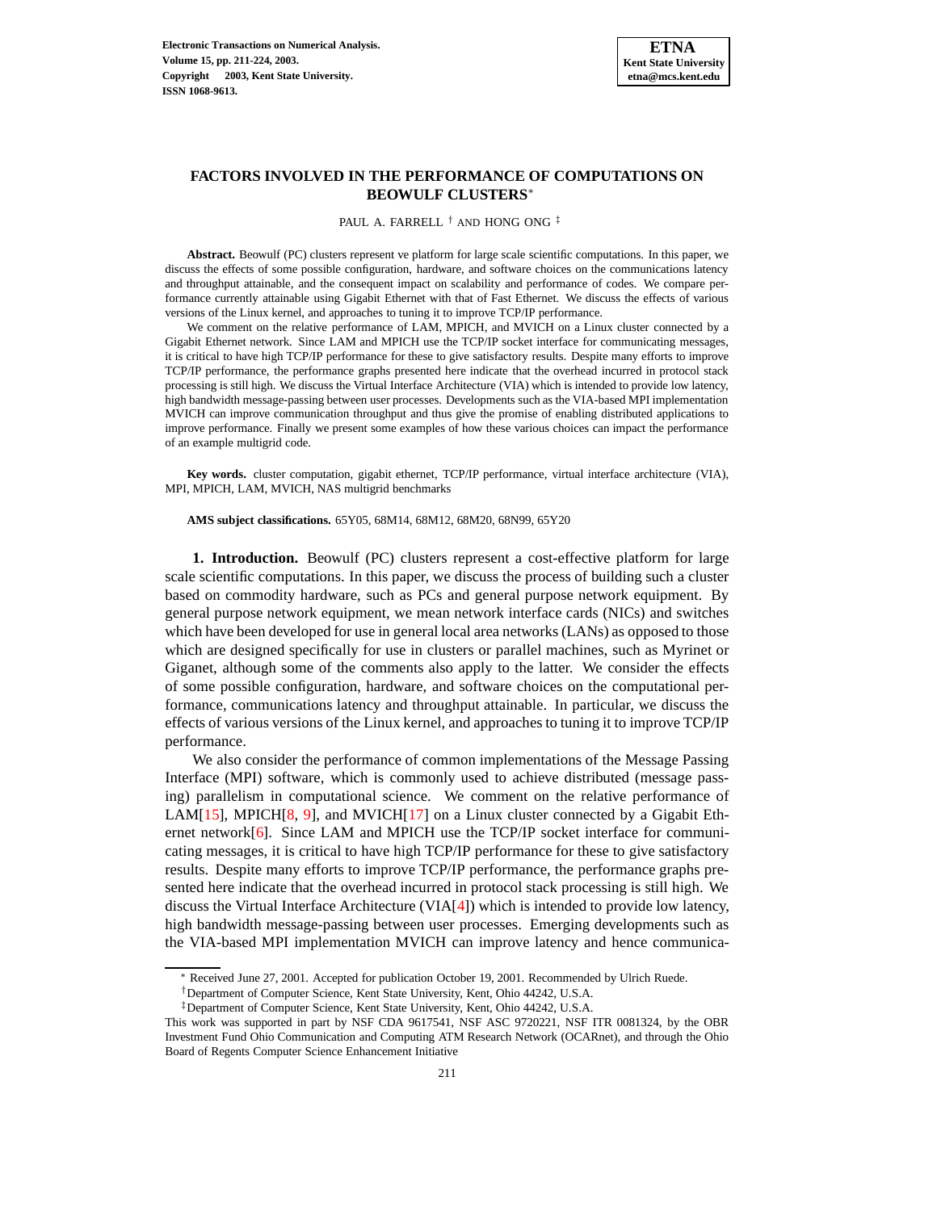# FACTORS INVOLVED IN THE PERFORMANCE OF COMPUTATIONS ON BEOWULF CLUSTERS*

PAUL A. FARRELL † AND HONG ONG ‡

**Abstract.** Beowulf (PC) clusters represent ve platform for large scale scientific computations. In this paper, we discuss the effects of some possible configuration, hardware, and software choices on the communications latency and throughput attainable, and the consequent impact on scalability and performance of codes. We compare performance currently attainable using Gigabit Ethernet with that of Fast Ethernet. We discuss the effects of various versions of the Linux kernel, and approaches to tuning it to improve TCP/IP performance.

We comment on the relative performance of LAM, MPICH, and MVICH on a Linux cluster connected by a Gigabit Ethernet network. Since LAM and MPICH use the TCP/IP socket interface for communicating messages, it is critical to have high TCP/IP performance for these to give satisfactory results. Despite many efforts to improve TCP/IP performance, the performance graphs presented here indicate that the overhead incurred in protocol stack processing is still high. We discuss the Virtual Interface Architecture (VIA) which is intended to provide low latency, high bandwidth message-passing between user processes. Developments such as the VIA-based MPI implementation MVICH can improve communication throughput and thus give the promise of enabling distributed applications to improve performance. Finally we present some examples of how these various choices can impact the performance of an example multigrid code.

**Key words.** cluster computation, gigabit ethernet, TCP/IP performance, virtual interface architecture (VIA), MPI, MPICH, LAM, MVICH, NAS multigrid benchmarks

**AMS subject classifications.** 65Y05, 68M14, 68M12, 68M20, 68N99, 65Y20

## 1. Introduction.

Beowulf (PC) clusters represent a cost-effective platform for large scale scientific computations. In this paper, we discuss the process of building such a cluster based on commodity hardware, such as PCs and general purpose network equipment. By general purpose network equipment, we mean network interface cards (NICs) and switches which have been developed for use in general local area networks (LANs) as opposed to those which are designed specifically for use in clusters or parallel machines, such as Myrinet or Giganet, although some of the comments also apply to the latter. We consider the effects of some possible configuration, hardware, and software choices on the computational performance, communications latency and throughput attainable. In particular, we discuss the effects of various versions of the Linux kernel, and approaches to tuning it to improve TCP/IP performance.

We also consider the performance of common implementations of the Message Passing Interface (MPI) software, which is commonly used to achieve distributed (message passing) parallelism in computational science. We comment on the relative performance of LAM[15], MPICH[8, 9], and MVICH[17] on a Linux cluster connected by a Gigabit Ethernet network[6]. Since LAM and MPICH use the TCP/IP socket interface for communicating messages, it is critical to have high TCP/IP performance for these to give satisfactory results. Despite many efforts to improve TCP/IP performance, the performance graphs presented here indicate that the overhead incurred in protocol stack processing is still high. We discuss the Virtual Interface Architecture (VIA[4]) which is intended to provide low latency, high bandwidth message-passing between user processes. Emerging developments such as the VIA-based MPI implementation MVICH can improve latency and hence communica-

---

* Received June 27, 2001. Accepted for publication October 19, 2001. Recommended by Ulrich Ruede.

† Department of Computer Science, Kent State University, Kent, Ohio 44242, U.S.A.

‡ Department of Computer Science, Kent State University, Kent, Ohio 44242, U.S.A.

This work was supported in part by NSF CDA 9617541, NSF ASC 9720221, NSF ITR 0081324, by the OBR Investment Fund Ohio Communication and Computing ATM Research Network (OCARnet), and through the Ohio Board of Regents Computer Science Enhancement Initiative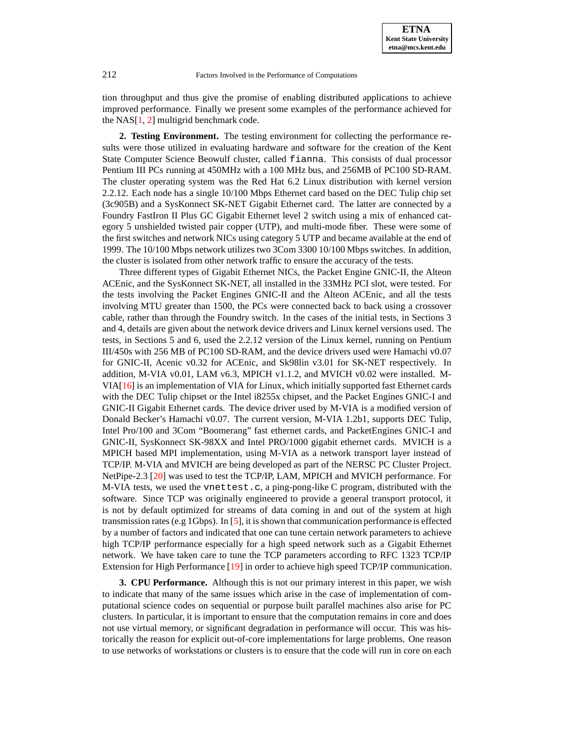tion throughput and thus give the promise of enabling distributed applications to achieve improved performance. Finally we present some examples of the performance achieved for the NAS[1, 2] multigrid benchmark code.

**2. Testing Environment.** The testing environment for collecting the performance results were those utilized in evaluating hardware and software for the creation of the Kent State Computer Science Beowulf cluster, called `fianna`. This consists of dual processor Pentium III PCs running at 450MHz with a 100 MHz bus, and 256MB of PC100 SD-RAM. The cluster operating system was the Red Hat 6.2 Linux distribution with kernel version 2.2.12. Each node has a single 10/100 Mbps Ethernet card based on the DEC Tulip chip set (3c905B) and a SysKonnect SK-NET Gigabit Ethernet card. The latter are connected by a Foundry FastIron II Plus GC Gigabit Ethernet level 2 switch using a mix of enhanced category 5 unshielded twisted pair copper (UTP), and multi-mode fiber. These were some of the first switches and network NICs using category 5 UTP and became available at the end of 1999. The 10/100 Mbps network utilizes two 3Com 3300 10/100 Mbps switches. In addition, the cluster is isolated from other network traffic to ensure the accuracy of the tests.

Three different types of Gigabit Ethernet NICs, the Packet Engine GNIC-II, the Alteon ACEnic, and the SysKonnect SK-NET, all installed in the 33MHz PCI slot, were tested. For the tests involving the Packet Engines GNIC-II and the Alteon ACEnic, and all the tests involving MTU greater than 1500, the PCs were connected back to back using a crossover cable, rather than through the Foundry switch. In the cases of the initial tests, in Sections 3 and 4, details are given about the network device drivers and Linux kernel versions used. The tests, in Sections 5 and 6, used the 2.2.12 version of the Linux kernel, running on Pentium III/450s with 256 MB of PC100 SD-RAM, and the device drivers used were Hamachi v0.07 for GNIC-II, Acenic v0.32 for ACEnic, and Sk98lin v3.01 for SK-NET respectively. In addition, M-VIA v0.01, LAM v6.3, MPICH v1.1.2, and MVICH v0.02 were installed. M-VIA[16] is an implementation of VIA for Linux, which initially supported fast Ethernet cards with the DEC Tulip chipset or the Intel i8255x chipset, and the Packet Engines GNIC-I and GNIC-II Gigabit Ethernet cards. The device driver used by M-VIA is a modified version of Donald Becker's Hamachi v0.07. The current version, M-VIA 1.2b1, supports DEC Tulip, Intel Pro/100 and 3Com "Boomerang" fast ethernet cards, and PacketEngines GNIC-I and GNIC-II, SysKonnect SK-98XX and Intel PRO/1000 gigabit ethernet cards. MVICH is a MPICH based MPI implementation, using M-VIA as a network transport layer instead of TCP/IP. M-VIA and MVICH are being developed as part of the NERSC PC Cluster Project. NetPipe-2.3 [20] was used to test the TCP/IP, LAM, MPICH and MVICH performance. For M-VIA tests, we used the `vnettest.c`, a ping-pong-like C program, distributed with the software. Since TCP was originally engineered to provide a general transport protocol, it is not by default optimized for streams of data coming in and out of the system at high transmission rates (e.g 1Gbps). In [5], it is shown that communication performance is effected by a number of factors and indicated that one can tune certain network parameters to achieve high TCP/IP performance especially for a high speed network such as a Gigabit Ethernet network. We have taken care to tune the TCP parameters according to RFC 1323 TCP/IP Extension for High Performance [19] in order to achieve high speed TCP/IP communication.

**3. CPU Performance.** Although this is not our primary interest in this paper, we wish to indicate that many of the same issues which arise in the case of implementation of computational science codes on sequential or purpose built parallel machines also arise for PC clusters. In particular, it is important to ensure that the computation remains in core and does not use virtual memory, or significant degradation in performance will occur. This was historically the reason for explicit out-of-core implementations for large problems. One reason to use networks of workstations or clusters is to ensure that the code will run in core on each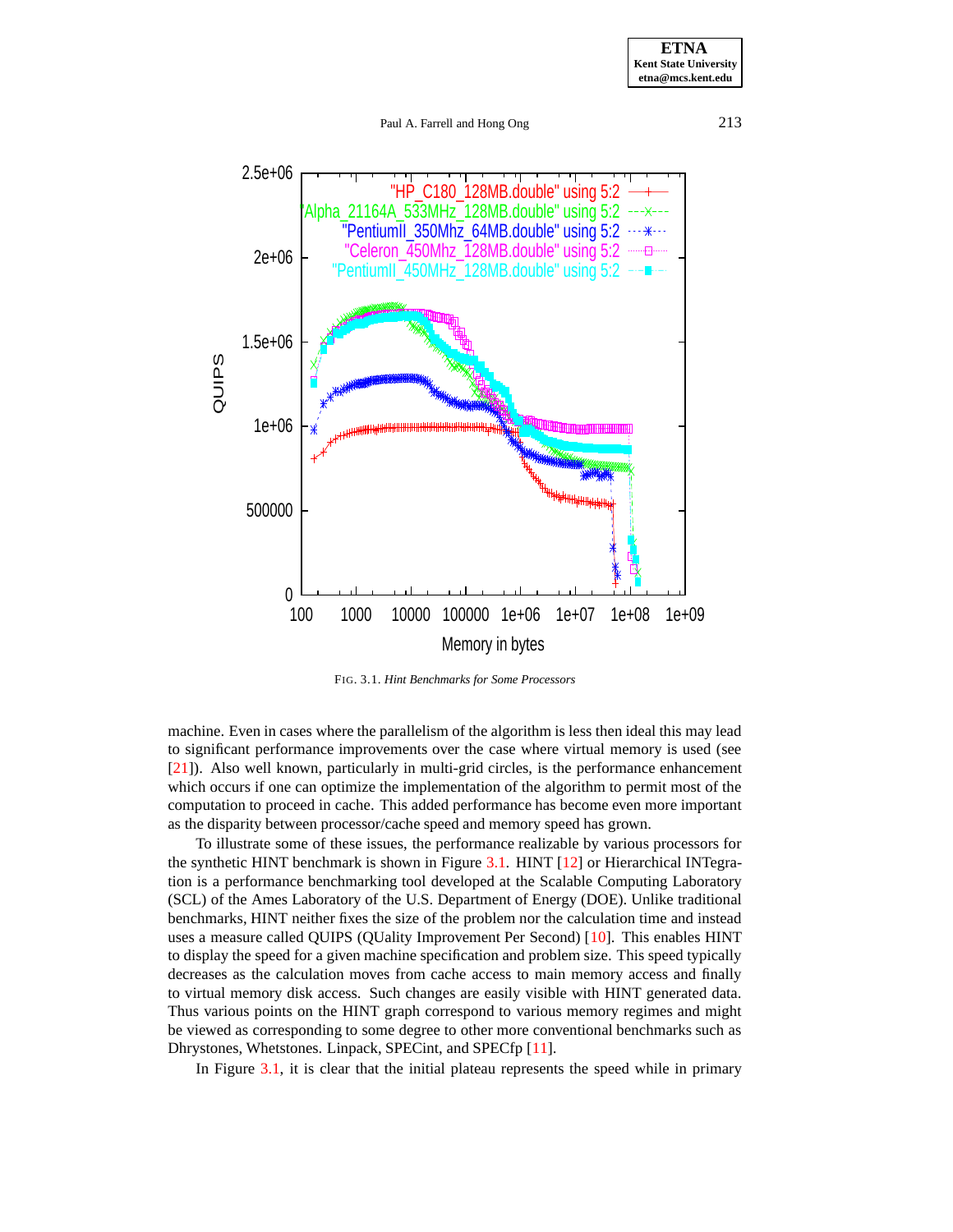FIG. 3.1. *Hint Benchmarks for Some Processors*

machine. Even in cases where the parallelism of the algorithm is less then ideal this may lead to significant performance improvements over the case where virtual memory is used (see [21]). Also well known, particularly in multi-grid circles, is the performance enhancement which occurs if one can optimize the implementation of the algorithm to permit most of the computation to proceed in cache. This added performance has become even more important as the disparity between processor/cache speed and memory speed has grown.

To illustrate some of these issues, the performance realizable by various processors for the synthetic HINT benchmark is shown in Figure 3.1. HINT [12] or Hierarchical INTegration is a performance benchmarking tool developed at the Scalable Computing Laboratory (SCL) of the Ames Laboratory of the U.S. Department of Energy (DOE). Unlike traditional benchmarks, HINT neither fixes the size of the problem nor the calculation time and instead uses a measure called QUIPS (QUality Improvement Per Second) [10]. This enables HINT to display the speed for a given machine specification and problem size. This speed typically decreases as the calculation moves from cache access to main memory access and finally to virtual memory disk access. Such changes are easily visible with HINT generated data. Thus various points on the HINT graph correspond to various memory regimes and might be viewed as corresponding to some degree to other more conventional benchmarks such as Dhrystones, Whetstones. Linpack, SPECint, and SPECfp [11].

In Figure 3.1, it is clear that the initial plateau represents the speed while in primary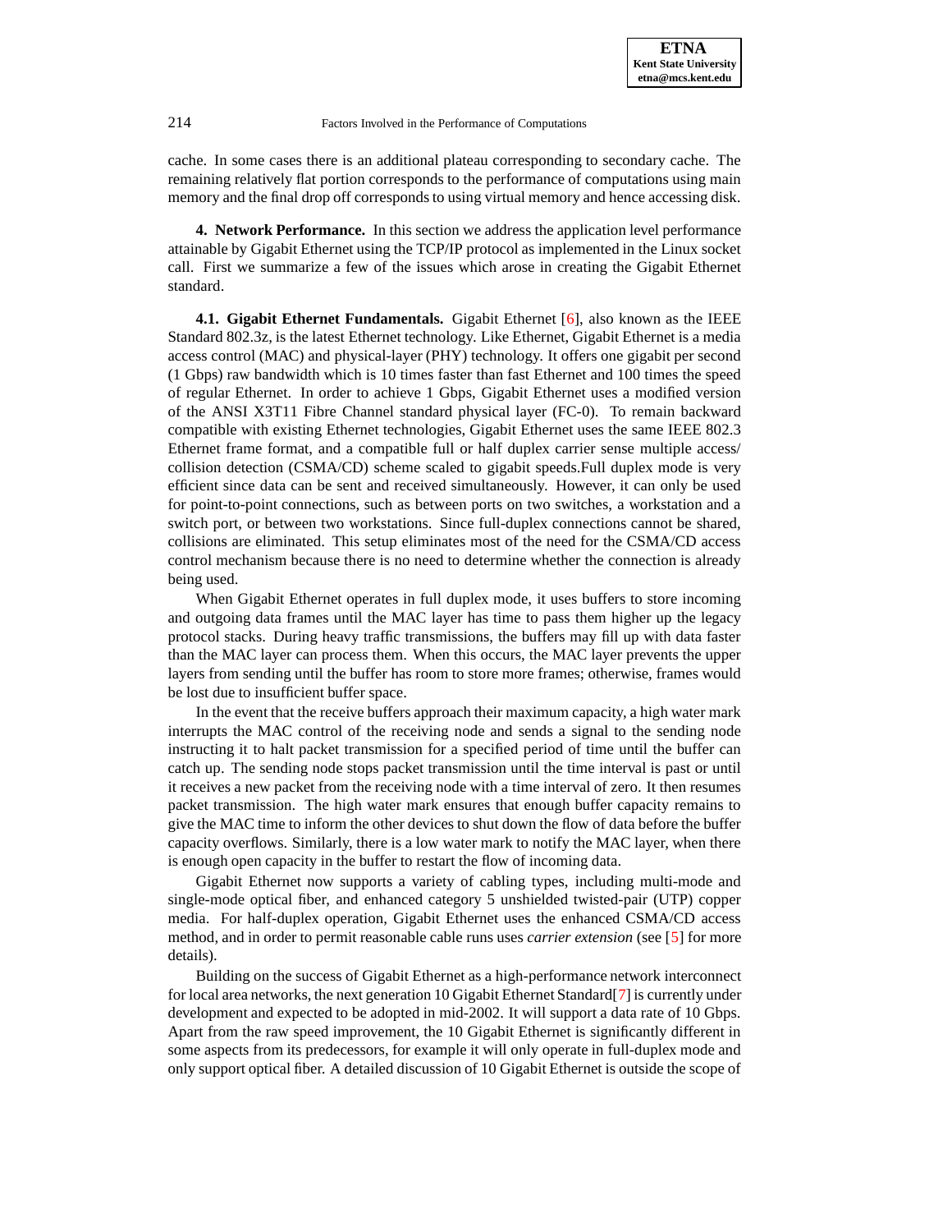cache. In some cases there is an additional plateau corresponding to secondary cache. The remaining relatively flat portion corresponds to the performance of computations using main memory and the final drop off corresponds to using virtual memory and hence accessing disk.

## 4. Network Performance.

In this section we address the application level performance attainable by Gigabit Ethernet using the TCP/IP protocol as implemented in the Linux socket call. First we summarize a few of the issues which arose in creating the Gigabit Ethernet standard.

### 4.1. Gigabit Ethernet Fundamentals.

Gigabit Ethernet [6], also known as the IEEE Standard 802.3z, is the latest Ethernet technology. Like Ethernet, Gigabit Ethernet is a media access control (MAC) and physical-layer (PHY) technology. It offers one gigabit per second (1 Gbps) raw bandwidth which is 10 times faster than fast Ethernet and 100 times the speed of regular Ethernet. In order to achieve 1 Gbps, Gigabit Ethernet uses a modified version of the ANSI X3T11 Fibre Channel standard physical layer (FC-0). To remain backward compatible with existing Ethernet technologies, Gigabit Ethernet uses the same IEEE 802.3 Ethernet frame format, and a compatible full or half duplex carrier sense multiple access/ collision detection (CSMA/CD) scheme scaled to gigabit speeds.Full duplex mode is very efficient since data can be sent and received simultaneously. However, it can only be used for point-to-point connections, such as between ports on two switches, a workstation and a switch port, or between two workstations. Since full-duplex connections cannot be shared, collisions are eliminated. This setup eliminates most of the need for the CSMA/CD access control mechanism because there is no need to determine whether the connection is already being used.

When Gigabit Ethernet operates in full duplex mode, it uses buffers to store incoming and outgoing data frames until the MAC layer has time to pass them higher up the legacy protocol stacks. During heavy traffic transmissions, the buffers may fill up with data faster than the MAC layer can process them. When this occurs, the MAC layer prevents the upper layers from sending until the buffer has room to store more frames; otherwise, frames would be lost due to insufficient buffer space.

In the event that the receive buffers approach their maximum capacity, a high water mark interrupts the MAC control of the receiving node and sends a signal to the sending node instructing it to halt packet transmission for a specified period of time until the buffer can catch up. The sending node stops packet transmission until the time interval is past or until it receives a new packet from the receiving node with a time interval of zero. It then resumes packet transmission. The high water mark ensures that enough buffer capacity remains to give the MAC time to inform the other devices to shut down the flow of data before the buffer capacity overflows. Similarly, there is a low water mark to notify the MAC layer, when there is enough open capacity in the buffer to restart the flow of incoming data.

Gigabit Ethernet now supports a variety of cabling types, including multi-mode and single-mode optical fiber, and enhanced category 5 unshielded twisted-pair (UTP) copper media. For half-duplex operation, Gigabit Ethernet uses the enhanced CSMA/CD access method, and in order to permit reasonable cable runs uses *carrier extension* (see [5] for more details).

Building on the success of Gigabit Ethernet as a high-performance network interconnect for local area networks, the next generation 10 Gigabit Ethernet Standard[7] is currently under development and expected to be adopted in mid-2002. It will support a data rate of 10 Gbps. Apart from the raw speed improvement, the 10 Gigabit Ethernet is significantly different in some aspects from its predecessors, for example it will only operate in full-duplex mode and only support optical fiber. A detailed discussion of 10 Gigabit Ethernet is outside the scope of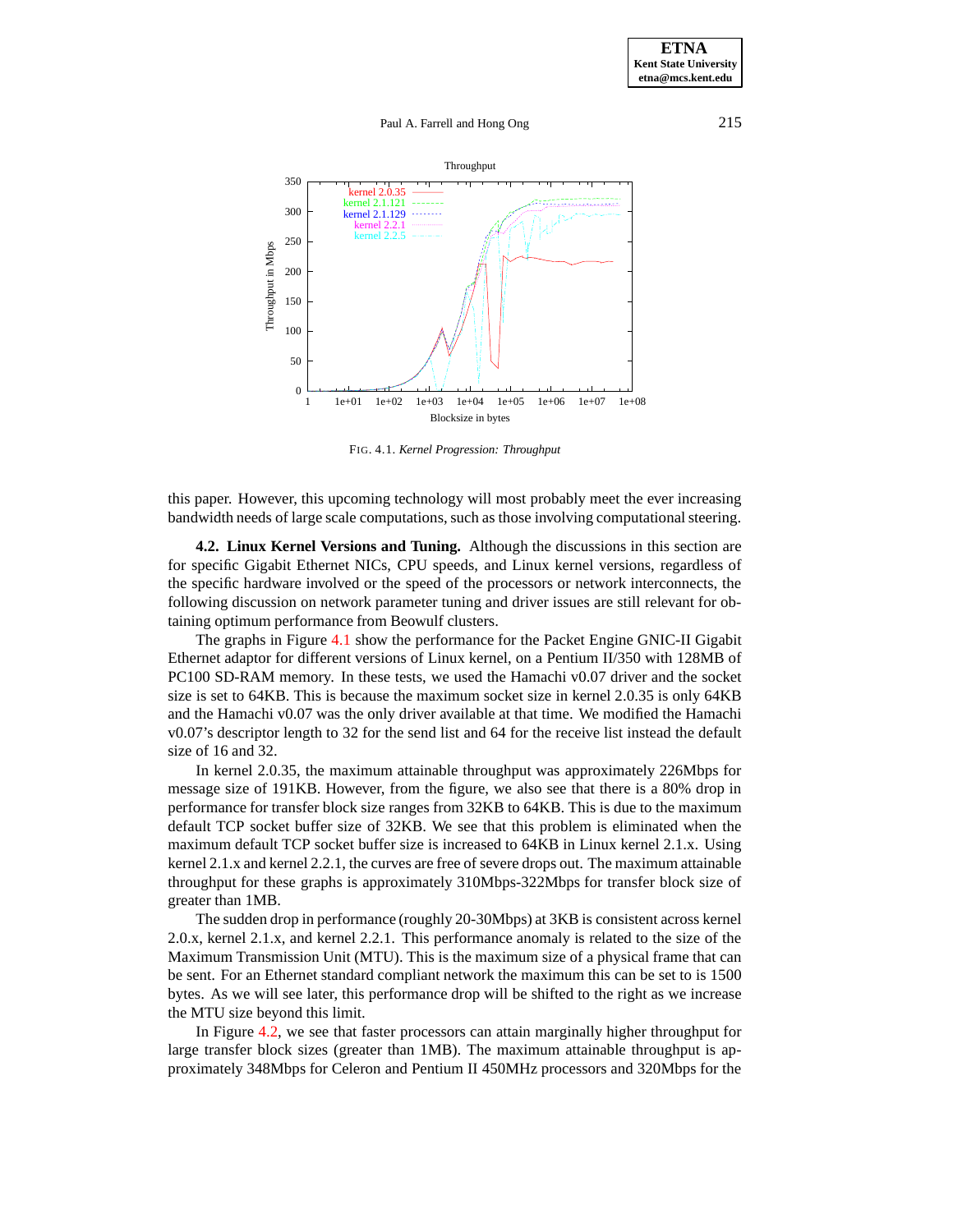FIG. 4.1. *Kernel Progression: Throughput*

this paper. However, this upcoming technology will most probably meet the ever increasing bandwidth needs of large scale computations, such as those involving computational steering.

**4.2. Linux Kernel Versions and Tuning.** Although the discussions in this section are for specific Gigabit Ethernet NICs, CPU speeds, and Linux kernel versions, regardless of the specific hardware involved or the speed of the processors or network interconnects, the following discussion on network parameter tuning and driver issues are still relevant for obtaining optimum performance from Beowulf clusters.

The graphs in Figure 4.1 show the performance for the Packet Engine GNIC-II Gigabit Ethernet adaptor for different versions of Linux kernel, on a Pentium II/350 with 128MB of PC100 SD-RAM memory. In these tests, we used the Hamachi v0.07 driver and the socket size is set to 64KB. This is because the maximum socket size in kernel 2.0.35 is only 64KB and the Hamachi v0.07 was the only driver available at that time. We modified the Hamachi v0.07's descriptor length to 32 for the send list and 64 for the receive list instead the default size of 16 and 32.

In kernel 2.0.35, the maximum attainable throughput was approximately 226Mbps for message size of 191KB. However, from the figure, we also see that there is a 80% drop in performance for transfer block size ranges from 32KB to 64KB. This is due to the maximum default TCP socket buffer size of 32KB. We see that this problem is eliminated when the maximum default TCP socket buffer size is increased to 64KB in Linux kernel 2.1.x. Using kernel 2.1.x and kernel 2.2.1, the curves are free of severe drops out. The maximum attainable throughput for these graphs is approximately 310Mbps-322Mbps for transfer block size of greater than 1MB.

The sudden drop in performance (roughly 20-30Mbps) at 3KB is consistent across kernel 2.0.x, kernel 2.1.x, and kernel 2.2.1. This performance anomaly is related to the size of the Maximum Transmission Unit (MTU). This is the maximum size of a physical frame that can be sent. For an Ethernet standard compliant network the maximum this can be set to is 1500 bytes. As we will see later, this performance drop will be shifted to the right as we increase the MTU size beyond this limit.

In Figure 4.2, we see that faster processors can attain marginally higher throughput for large transfer block sizes (greater than 1MB). The maximum attainable throughput is approximately 348Mbps for Celeron and Pentium II 450MHz processors and 320Mbps for the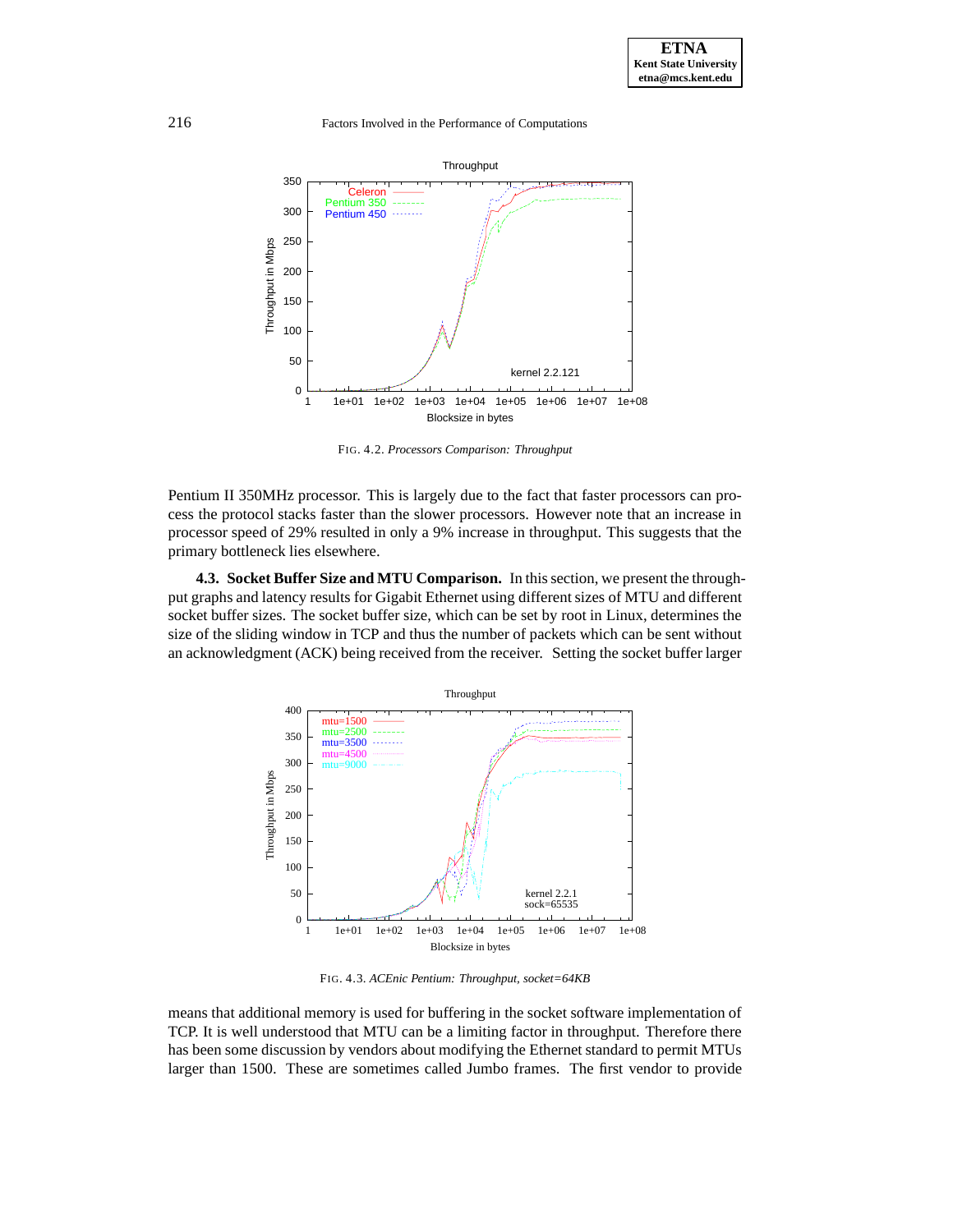FIG. 4.2. *Processors Comparison: Throughput*

Pentium II 350MHz processor. This is largely due to the fact that faster processors can process the protocol stacks faster than the slower processors. However note that an increase in processor speed of 29% resulted in only a 9% increase in throughput. This suggests that the primary bottleneck lies elsewhere.

**4.3. Socket Buffer Size and MTU Comparison.** In this section, we present the throughput graphs and latency results for Gigabit Ethernet using different sizes of MTU and different socket buffer sizes. The socket buffer size, which can be set by root in Linux, determines the size of the sliding window in TCP and thus the number of packets which can be sent without an acknowledgment (ACK) being received from the receiver. Setting the socket buffer larger

FIG. 4.3. *ACEnic Pentium: Throughput, socket=64KB*

means that additional memory is used for buffering in the socket software implementation of TCP. It is well understood that MTU can be a limiting factor in throughput. Therefore there has been some discussion by vendors about modifying the Ethernet standard to permit MTUs larger than 1500. These are sometimes called Jumbo frames. The first vendor to provide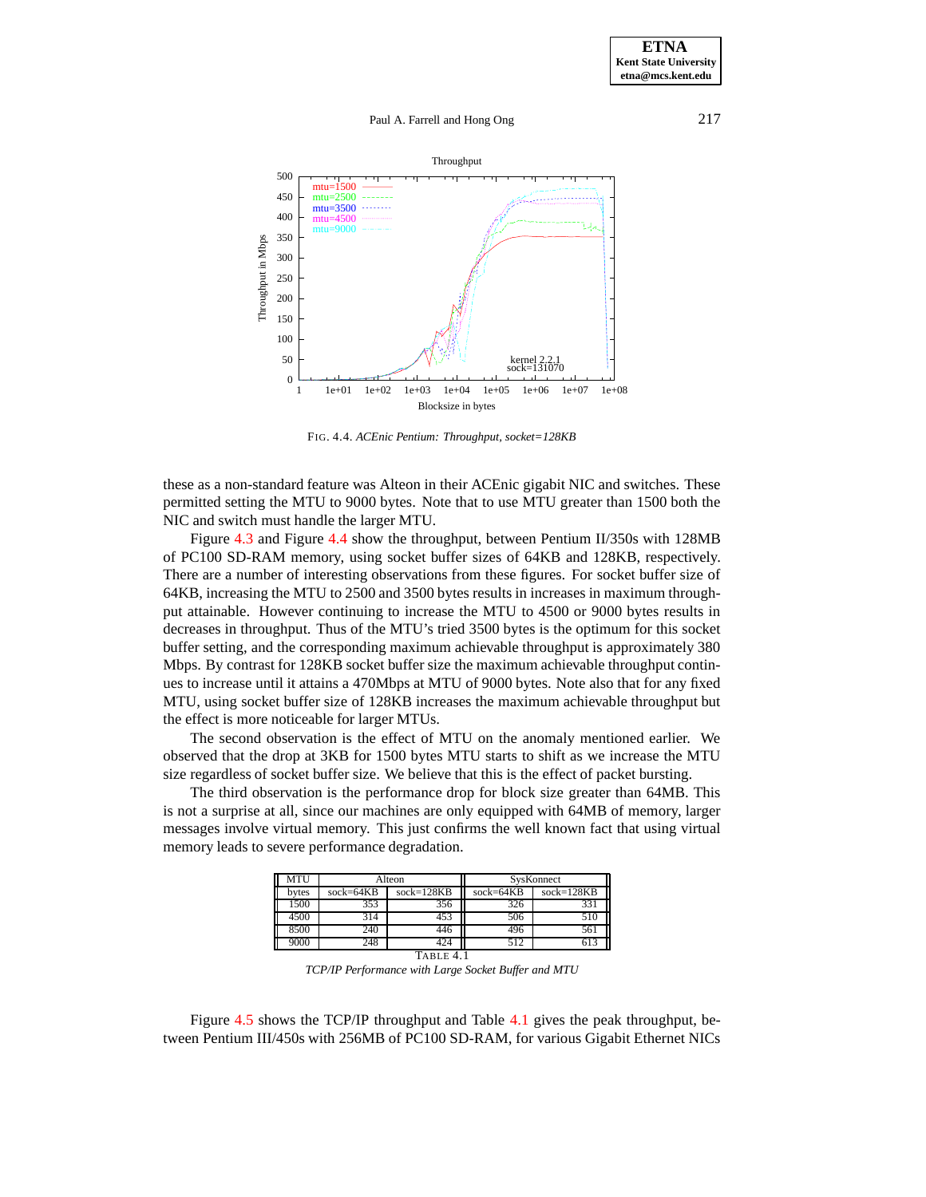FIG. 4.4. *ACEnic Pentium: Throughput, socket=128KB*

these as a non-standard feature was Alteon in their ACEnic gigabit NIC and switches. These permitted setting the MTU to 9000 bytes. Note that to use MTU greater than 1500 both the NIC and switch must handle the larger MTU.

Figure 4.3 and Figure 4.4 show the throughput, between Pentium II/350s with 128MB of PC100 SD-RAM memory, using socket buffer sizes of 64KB and 128KB, respectively. There are a number of interesting observations from these figures. For socket buffer size of 64KB, increasing the MTU to 2500 and 3500 bytes results in increases in maximum throughput attainable. However continuing to increase the MTU to 4500 or 9000 bytes results in decreases in throughput. Thus of the MTU's tried 3500 bytes is the optimum for this socket buffer setting, and the corresponding maximum achievable throughput is approximately 380 Mbps. By contrast for 128KB socket buffer size the maximum achievable throughput continues to increase until it attains a 470Mbps at MTU of 9000 bytes. Note also that for any fixed MTU, using socket buffer size of 128KB increases the maximum achievable throughput but the effect is more noticeable for larger MTUs.

The second observation is the effect of MTU on the anomaly mentioned earlier. We observed that the drop at 3KB for 1500 bytes MTU starts to shift as we increase the MTU size regardless of socket buffer size. We believe that this is the effect of packet bursting.

The third observation is the performance drop for block size greater than 64MB. This is not a surprise at all, since our machines are only equipped with 64MB of memory, larger messages involve virtual memory. This just confirms the well known fact that using virtual memory leads to severe performance degradation.

| MTU | Alteon | | SysKonnect | |
|---|---|---|---|---|
| bytes | sock=64KB | sock=128KB | sock=64KB | sock=128KB |
| 1500 | 353 | 356 | 326 | 331 |
| 4500 | 314 | 453 | 506 | 510 |
| 8500 | 240 | 446 | 496 | 561 |
| 9000 | 248 | 424 | 512 | 613 |

TABLE 4.1
*TCP/IP Performance with Large Socket Buffer and MTU*

Figure 4.5 shows the TCP/IP throughput and Table 4.1 gives the peak throughput, between Pentium III/450s with 256MB of PC100 SD-RAM, for various Gigabit Ethernet NICs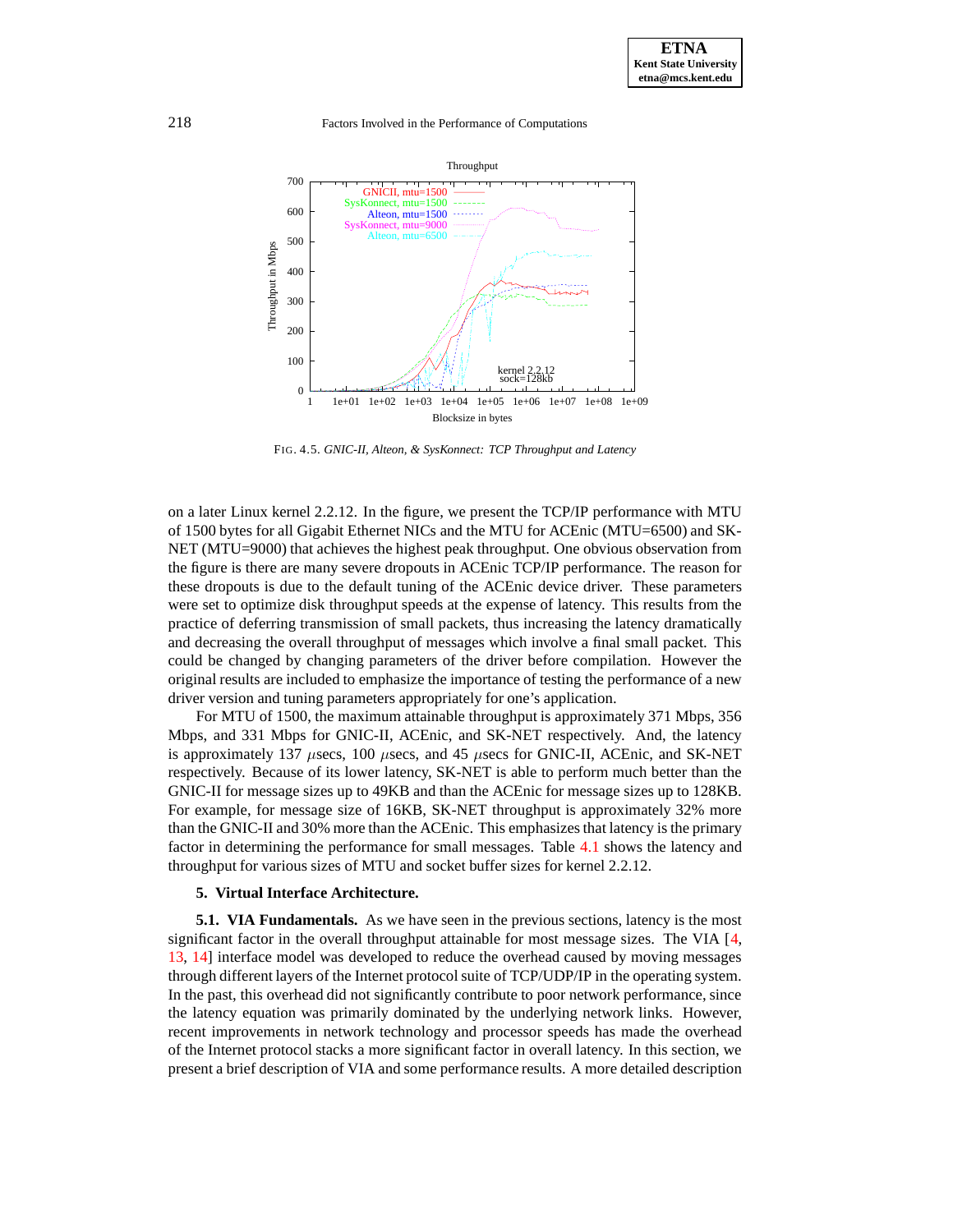FIG. 4.5. *GNIC-II, Alteon, & SysKonnect: TCP Throughput and Latency*

on a later Linux kernel 2.2.12. In the figure, we present the TCP/IP performance with MTU of 1500 bytes for all Gigabit Ethernet NICs and the MTU for ACEnic (MTU=6500) and SK-NET (MTU=9000) that achieves the highest peak throughput. One obvious observation from the figure is there are many severe dropouts in ACEnic TCP/IP performance. The reason for these dropouts is due to the default tuning of the ACEnic device driver. These parameters were set to optimize disk throughput speeds at the expense of latency. This results from the practice of deferring transmission of small packets, thus increasing the latency dramatically and decreasing the overall throughput of messages which involve a final small packet. This could be changed by changing parameters of the driver before compilation. However the original results are included to emphasize the importance of testing the performance of a new driver version and tuning parameters appropriately for one's application.

For MTU of 1500, the maximum attainable throughput is approximately 371 Mbps, 356 Mbps, and 331 Mbps for GNIC-II, ACEnic, and SK-NET respectively. And, the latency is approximately 137 $\mu$secs, 100 $\mu$secs, and 45 $\mu$secs for GNIC-II, ACEnic, and SK-NET respectively. Because of its lower latency, SK-NET is able to perform much better than the GNIC-II for message sizes up to 49KB and than the ACEnic for message sizes up to 128KB. For example, for message size of 16KB, SK-NET throughput is approximately 32% more than the GNIC-II and 30% more than the ACEnic. This emphasizes that latency is the primary factor in determining the performance for small messages. Table 4.1 shows the latency and throughput for various sizes of MTU and socket buffer sizes for kernel 2.2.12.

## 5. Virtual Interface Architecture.

**5.1. VIA Fundamentals.** As we have seen in the previous sections, latency is the most significant factor in the overall throughput attainable for most message sizes. The VIA [4, 13, 14] interface model was developed to reduce the overhead caused by moving messages through different layers of the Internet protocol suite of TCP/UDP/IP in the operating system. In the past, this overhead did not significantly contribute to poor network performance, since the latency equation was primarily dominated by the underlying network links. However, recent improvements in network technology and processor speeds has made the overhead of the Internet protocol stacks a more significant factor in overall latency. In this section, we present a brief description of VIA and some performance results. A more detailed description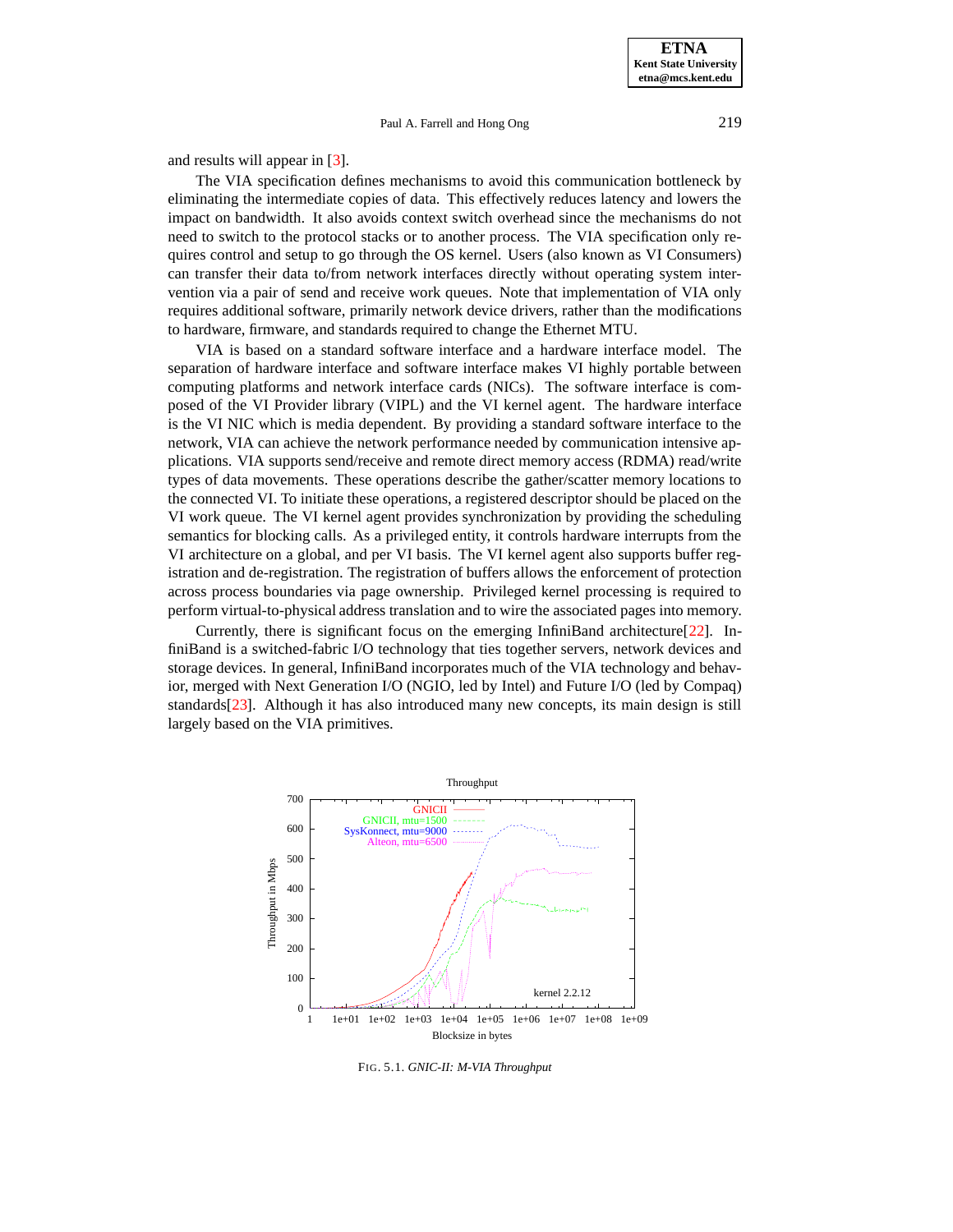and results will appear in [3].

The VIA specification defines mechanisms to avoid this communication bottleneck by eliminating the intermediate copies of data. This effectively reduces latency and lowers the impact on bandwidth. It also avoids context switch overhead since the mechanisms do not need to switch to the protocol stacks or to another process. The VIA specification only requires control and setup to go through the OS kernel. Users (also known as VI Consumers) can transfer their data to/from network interfaces directly without operating system intervention via a pair of send and receive work queues. Note that implementation of VIA only requires additional software, primarily network device drivers, rather than the modifications to hardware, firmware, and standards required to change the Ethernet MTU.

VIA is based on a standard software interface and a hardware interface model. The separation of hardware interface and software interface makes VI highly portable between computing platforms and network interface cards (NICs). The software interface is composed of the VI Provider library (VIPL) and the VI kernel agent. The hardware interface is the VI NIC which is media dependent. By providing a standard software interface to the network, VIA can achieve the network performance needed by communication intensive applications. VIA supports send/receive and remote direct memory access (RDMA) read/write types of data movements. These operations describe the gather/scatter memory locations to the connected VI. To initiate these operations, a registered descriptor should be placed on the VI work queue. The VI kernel agent provides synchronization by providing the scheduling semantics for blocking calls. As a privileged entity, it controls hardware interrupts from the VI architecture on a global, and per VI basis. The VI kernel agent also supports buffer registration and de-registration. The registration of buffers allows the enforcement of protection across process boundaries via page ownership. Privileged kernel processing is required to perform virtual-to-physical address translation and to wire the associated pages into memory.

Currently, there is significant focus on the emerging InfiniBand architecture[22]. InfiniBand is a switched-fabric I/O technology that ties together servers, network devices and storage devices. In general, InfiniBand incorporates much of the VIA technology and behavior, merged with Next Generation I/O (NGIO, led by Intel) and Future I/O (led by Compaq) standards[23]. Although it has also introduced many new concepts, its main design is still largely based on the VIA primitives.

FIG. 5.1. *GNIC-II: M-VIA Throughput*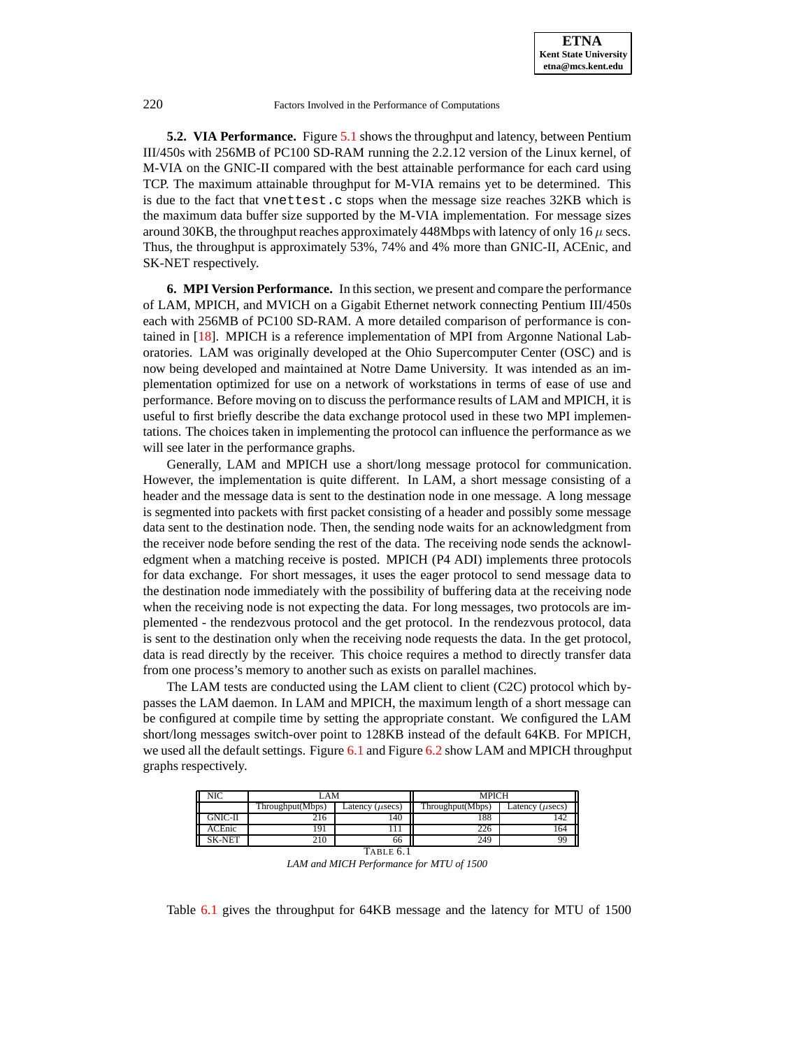**5.2. VIA Performance.** Figure 5.1 shows the throughput and latency, between Pentium III/450s with 256MB of PC100 SD-RAM running the 2.2.12 version of the Linux kernel, of M-VIA on the GNIC-II compared with the best attainable performance for each card using TCP. The maximum attainable throughput for M-VIA remains yet to be determined. This is due to the fact that `vnettest.c` stops when the message size reaches 32KB which is the maximum data buffer size supported by the M-VIA implementation. For message sizes around 30KB, the throughput reaches approximately 448Mbps with latency of only 16 $\mu$ secs. Thus, the throughput is approximately 53%, 74% and 4% more than GNIC-II, ACEnic, and SK-NET respectively.

## 6. MPI Version Performance.

In this section, we present and compare the performance of LAM, MPICH, and MVICH on a Gigabit Ethernet network connecting Pentium III/450s each with 256MB of PC100 SD-RAM. A more detailed comparison of performance is contained in [18]. MPICH is a reference implementation of MPI from Argonne National Laboratories. LAM was originally developed at the Ohio Supercomputer Center (OSC) and is now being developed and maintained at Notre Dame University. It was intended as an implementation optimized for use on a network of workstations in terms of ease of use and performance. Before moving on to discuss the performance results of LAM and MPICH, it is useful to first briefly describe the data exchange protocol used in these two MPI implementations. The choices taken in implementing the protocol can influence the performance as we will see later in the performance graphs.

Generally, LAM and MPICH use a short/long message protocol for communication. However, the implementation is quite different. In LAM, a short message consisting of a header and the message data is sent to the destination node in one message. A long message is segmented into packets with first packet consisting of a header and possibly some message data sent to the destination node. Then, the sending node waits for an acknowledgment from the receiver node before sending the rest of the data. The receiving node sends the acknowledgment when a matching receive is posted. MPICH (P4 ADI) implements three protocols for data exchange. For short messages, it uses the eager protocol to send message data to the destination node immediately with the possibility of buffering data at the receiving node when the receiving node is not expecting the data. For long messages, two protocols are implemented - the rendezvous protocol and the get protocol. In the rendezvous protocol, data is sent to the destination only when the receiving node requests the data. In the get protocol, data is read directly by the receiver. This choice requires a method to directly transfer data from one process's memory to another such as exists on parallel machines.

The LAM tests are conducted using the LAM client to client (C2C) protocol which bypasses the LAM daemon. In LAM and MPICH, the maximum length of a short message can be configured at compile time by setting the appropriate constant. We configured the LAM short/long messages switch-over point to 128KB instead of the default 64KB. For MPICH, we used all the default settings. Figure 6.1 and Figure 6.2 show LAM and MPICH throughput graphs respectively.

| NIC | LAM | | MPICH | |
|---|---|---|---|---|
| | Throughput(Mbps) | Latency ($\mu$secs) | Throughput(Mbps) | Latency ($\mu$secs) |
| GNIC-II | 216 | 140 | 188 | 142 |
| ACEnic | 191 | 111 | 226 | 164 |
| SK-NET | 210 | 66 | 249 | 99 |

TABLE 6.1
*LAM and MICH Performance for MTU of 1500*

Table 6.1 gives the throughput for 64KB message and the latency for MTU of 1500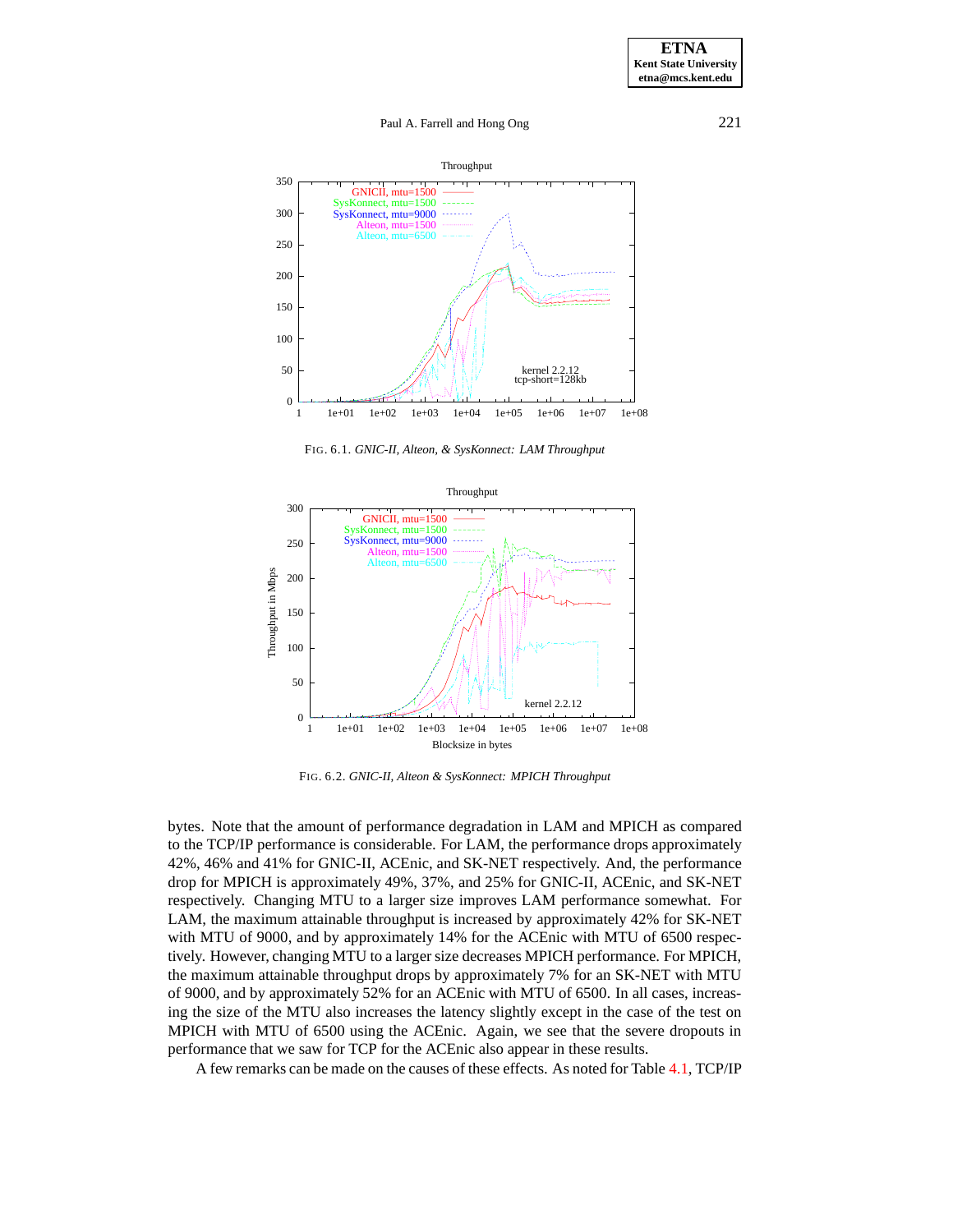FIG. 6.1. *GNIC-II, Alteon, & SysKonnect: LAM Throughput*

FIG. 6.2. *GNIC-II, Alteon & SysKonnect: MPICH Throughput*

bytes. Note that the amount of performance degradation in LAM and MPICH as compared to the TCP/IP performance is considerable. For LAM, the performance drops approximately 42%, 46% and 41% for GNIC-II, ACEnic, and SK-NET respectively. And, the performance drop for MPICH is approximately 49%, 37%, and 25% for GNIC-II, ACEnic, and SK-NET respectively. Changing MTU to a larger size improves LAM performance somewhat. For LAM, the maximum attainable throughput is increased by approximately 42% for SK-NET with MTU of 9000, and by approximately 14% for the ACEnic with MTU of 6500 respectively. However, changing MTU to a larger size decreases MPICH performance. For MPICH, the maximum attainable throughput drops by approximately 7% for an SK-NET with MTU of 9000, and by approximately 52% for an ACEnic with MTU of 6500. In all cases, increasing the size of the MTU also increases the latency slightly except in the case of the test on MPICH with MTU of 6500 using the ACEnic. Again, we see that the severe dropouts in performance that we saw for TCP for the ACEnic also appear in these results.

A few remarks can be made on the causes of these effects. As noted for Table 4.1, TCP/IP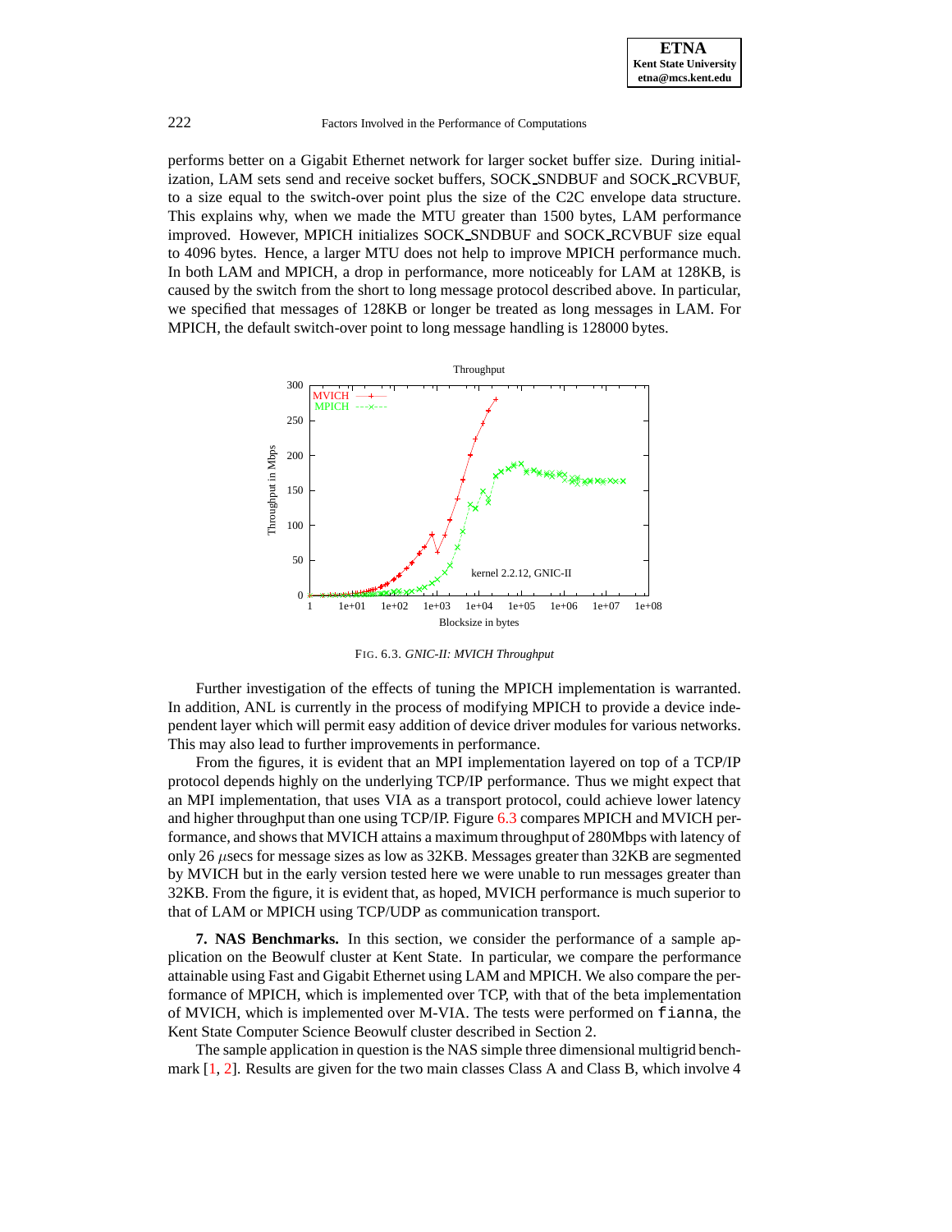performs better on a Gigabit Ethernet network for larger socket buffer size. During initialization, LAM sets send and receive socket buffers, SOCK_SNDBUF and SOCK_RCVBUF, to a size equal to the switch-over point plus the size of the C2C envelope data structure. This explains why, when we made the MTU greater than 1500 bytes, LAM performance improved. However, MPICH initializes SOCK_SNDBUF and SOCK_RCVBUF size equal to 4096 bytes. Hence, a larger MTU does not help to improve MPICH performance much. In both LAM and MPICH, a drop in performance, more noticeably for LAM at 128KB, is caused by the switch from the short to long message protocol described above. In particular, we specified that messages of 128KB or longer be treated as long messages in LAM. For MPICH, the default switch-over point to long message handling is 128000 bytes.

FIG. 6.3. *GNIC-II: MVICH Throughput*

Further investigation of the effects of tuning the MPICH implementation is warranted. In addition, ANL is currently in the process of modifying MPICH to provide a device independent layer which will permit easy addition of device driver modules for various networks. This may also lead to further improvements in performance.

From the figures, it is evident that an MPI implementation layered on top of a TCP/IP protocol depends highly on the underlying TCP/IP performance. Thus we might expect that an MPI implementation, that uses VIA as a transport protocol, could achieve lower latency and higher throughput than one using TCP/IP. Figure 6.3 compares MPICH and MVICH performance, and shows that MVICH attains a maximum throughput of 280Mbps with latency of only 26 $\mu$secs for message sizes as low as 32KB. Messages greater than 32KB are segmented by MVICH but in the early version tested here we were unable to run messages greater than 32KB. From the figure, it is evident that, as hoped, MVICH performance is much superior to that of LAM or MPICH using TCP/UDP as communication transport.

**7. NAS Benchmarks.** In this section, we consider the performance of a sample application on the Beowulf cluster at Kent State. In particular, we compare the performance attainable using Fast and Gigabit Ethernet using LAM and MPICH. We also compare the performance of MPICH, which is implemented over TCP, with that of the beta implementation of MVICH, which is implemented over M-VIA. The tests were performed on `fianna`, the Kent State Computer Science Beowulf cluster described in Section 2.

The sample application in question is the NAS simple three dimensional multigrid benchmark [1, 2]. Results are given for the two main classes Class A and Class B, which involve 4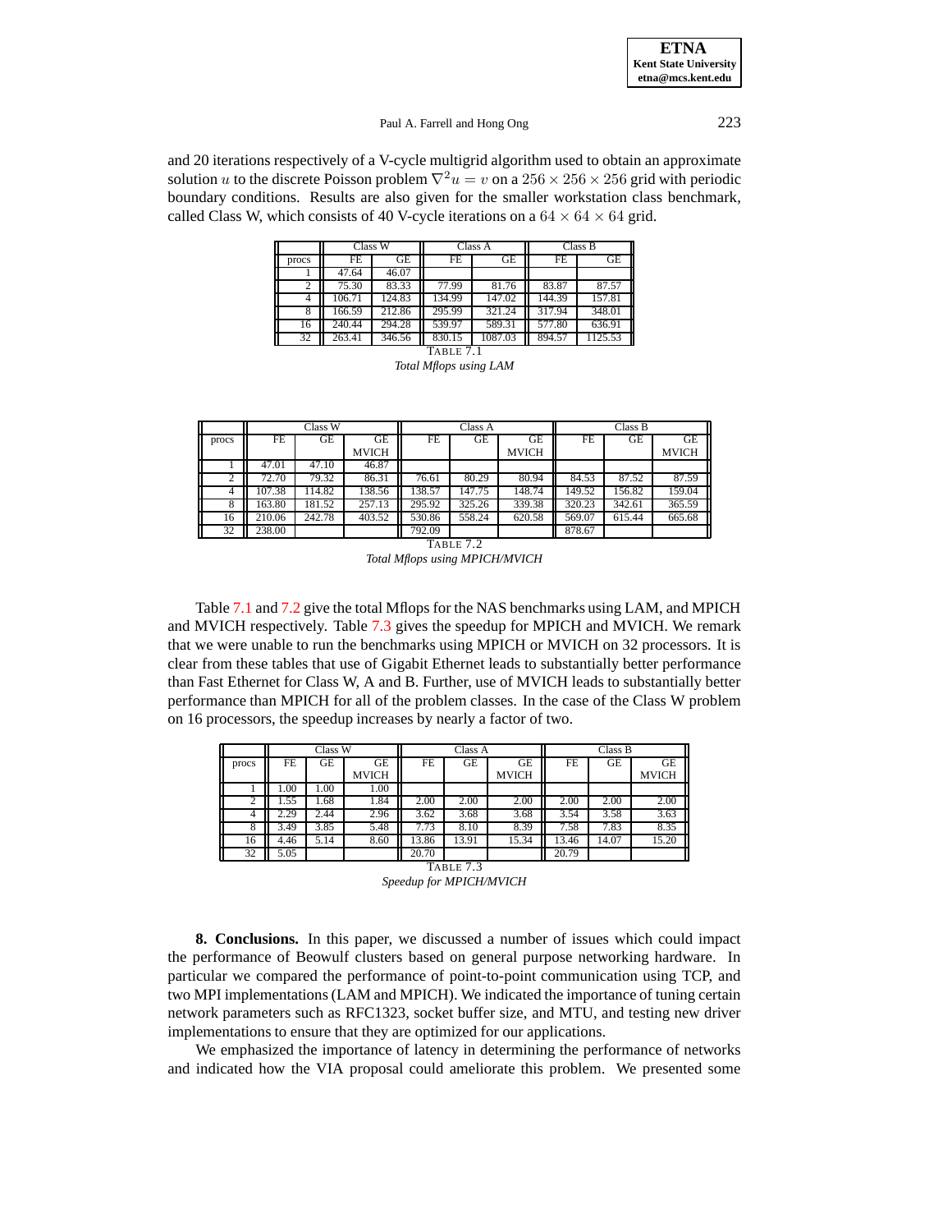and 20 iterations respectively of a V-cycle multigrid algorithm used to obtain an approximate solution $u$ to the discrete Poisson problem $\nabla^2 u = v$ on a $256 \times 256 \times 256$ grid with periodic boundary conditions. Results are also given for the smaller workstation class benchmark, called Class W, which consists of 40 V-cycle iterations on a $64 \times 64 \times 64$ grid.

| | Class W | | Class A | | Class B | |
|---|---|---|---|---|---|---|
| procs | FE | GE | FE | GE | FE | GE |
| 1 | 47.64 | 46.07 | | | | |
| 2 | 75.30 | 83.33 | 77.99 | 81.76 | 83.87 | 87.57 |
| 4 | 106.71 | 124.83 | 134.99 | 147.02 | 144.39 | 157.81 |
| 8 | 166.59 | 212.86 | 295.99 | 321.24 | 317.94 | 348.01 |
| 16 | 240.44 | 294.28 | 539.97 | 589.31 | 577.80 | 636.91 |
| 32 | 263.41 | 346.56 | 830.15 | 1087.03 | 894.57 | 1125.53 |

TABLE 7.1
*Total Mflops using LAM*

| | Class W | | | Class A | | | Class B | | |
|---|---|---|---|---|---|---|---|---|---|
| procs | FE | GE | GE MVICH | FE | GE | GE MVICH | FE | GE | GE MVICH |
| 1 | 47.01 | 47.10 | 46.87 | | | | | | |
| 2 | 72.70 | 79.32 | 86.31 | 76.61 | 80.29 | 80.94 | 84.53 | 87.52 | 87.59 |
| 4 | 107.38 | 114.82 | 138.56 | 138.57 | 147.75 | 148.74 | 149.52 | 156.82 | 159.04 |
| 8 | 163.80 | 181.52 | 257.13 | 295.92 | 325.26 | 339.38 | 320.23 | 342.61 | 365.59 |
| 16 | 210.06 | 242.78 | 403.52 | 530.86 | 558.24 | 620.58 | 569.07 | 615.44 | 665.68 |
| 32 | 238.00 | | | 792.09 | | | 878.67 | | |

TABLE 7.2
*Total Mflops using MPICH/MVICH*

Table 7.1 and 7.2 give the total Mflops for the NAS benchmarks using LAM, and MPICH and MVICH respectively. Table 7.3 gives the speedup for MPICH and MVICH. We remark that we were unable to run the benchmarks using MPICH or MVICH on 32 processors. It is clear from these tables that use of Gigabit Ethernet leads to substantially better performance than Fast Ethernet for Class W, A and B. Further, use of MVICH leads to substantially better performance than MPICH for all of the problem classes. In the case of the Class W problem on 16 processors, the speedup increases by nearly a factor of two.

| | Class W | | | Class A | | | Class B | | |
|---|---|---|---|---|---|---|---|---|---|
| procs | FE | GE | GE MVICH | FE | GE | GE MVICH | FE | GE | GE MVICH |
| 1 | 1.00 | 1.00 | 1.00 | | | | | | |
| 2 | 1.55 | 1.68 | 1.84 | 2.00 | 2.00 | 2.00 | 2.00 | 2.00 | 2.00 |
| 4 | 2.29 | 2.44 | 2.96 | 3.62 | 3.68 | 3.68 | 3.54 | 3.58 | 3.63 |
| 8 | 3.49 | 3.85 | 5.48 | 7.73 | 8.10 | 8.39 | 7.58 | 7.83 | 8.35 |
| 16 | 4.46 | 5.14 | 8.60 | 13.86 | 13.91 | 15.34 | 13.46 | 14.07 | 15.20 |
| 32 | 5.05 | | | 20.70 | | | 20.79 | | |

TABLE 7.3
*Speedup for MPICH/MVICH*

**8. Conclusions.** In this paper, we discussed a number of issues which could impact the performance of Beowulf clusters based on general purpose networking hardware. In particular we compared the performance of point-to-point communication using TCP, and two MPI implementations (LAM and MPICH). We indicated the importance of tuning certain network parameters such as RFC1323, socket buffer size, and MTU, and testing new driver implementations to ensure that they are optimized for our applications.

We emphasized the importance of latency in determining the performance of networks and indicated how the VIA proposal could ameliorate this problem. We presented some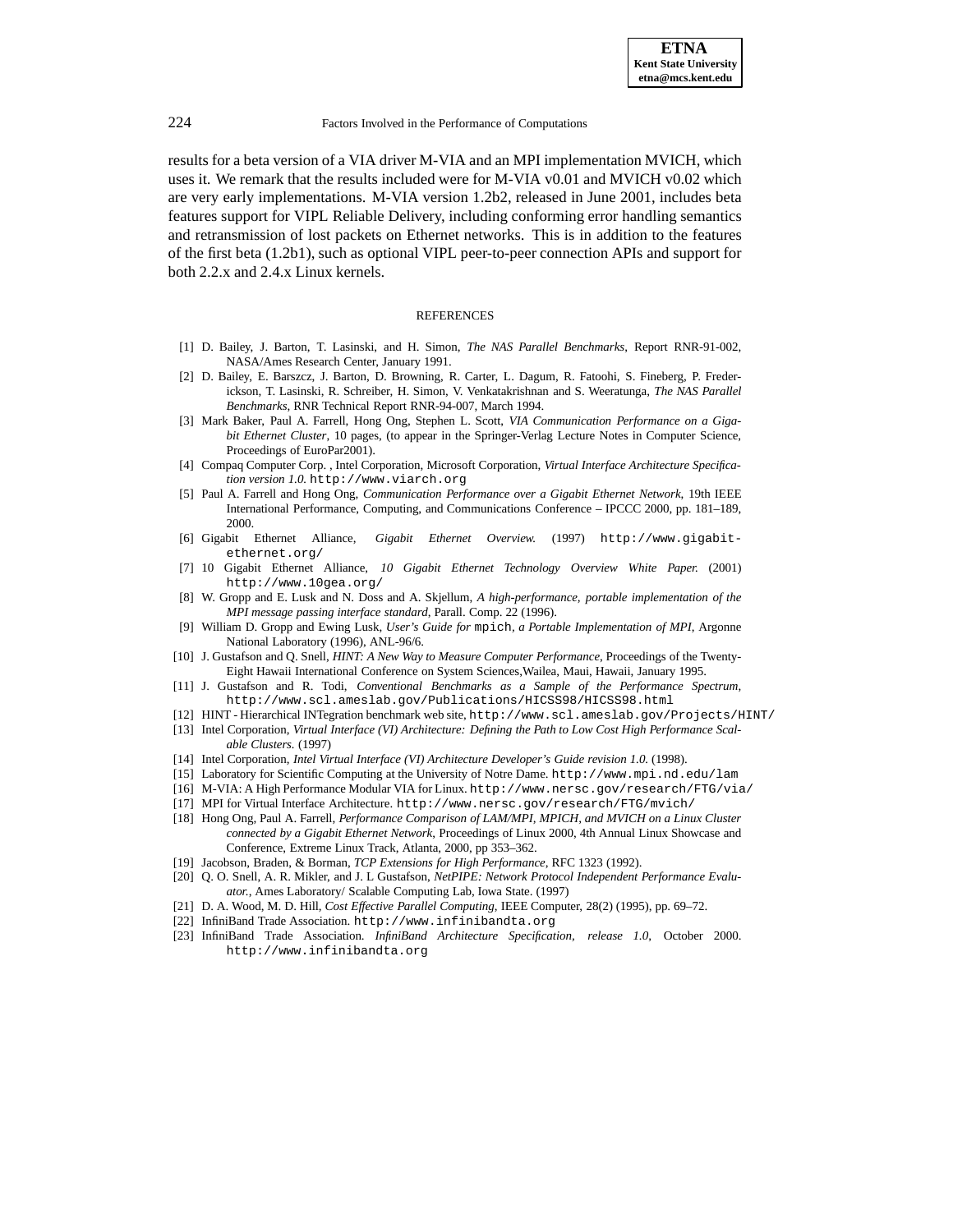results for a beta version of a VIA driver M-VIA and an MPI implementation MVICH, which uses it. We remark that the results included were for M-VIA v0.01 and MVICH v0.02 which are very early implementations. M-VIA version 1.2b2, released in June 2001, includes beta features support for VIPL Reliable Delivery, including conforming error handling semantics and retransmission of lost packets on Ethernet networks. This is in addition to the features of the first beta (1.2b1), such as optional VIPL peer-to-peer connection APIs and support for both 2.2.x and 2.4.x Linux kernels.

## REFERENCES

[1] D. Bailey, J. Barton, T. Lasinski, and H. Simon, *The NAS Parallel Benchmarks*, Report RNR-91-002, NASA/Ames Research Center, January 1991.

[2] D. Bailey, E. Barszcz, J. Barton, D. Browning, R. Carter, L. Dagum, R. Fatoohi, S. Fineberg, P. Frederickson, T. Lasinski, R. Schreiber, H. Simon, V. Venkatakrishnan and S. Weeratunga, *The NAS Parallel Benchmarks*, RNR Technical Report RNR-94-007, March 1994.

[3] Mark Baker, Paul A. Farrell, Hong Ong, Stephen L. Scott, *VIA Communication Performance on a Gigabit Ethernet Cluster*, 10 pages, (to appear in the Springer-Verlag Lecture Notes in Computer Science, Proceedings of EuroPar2001).

[4] Compaq Computer Corp. , Intel Corporation, Microsoft Corporation, *Virtual Interface Architecture Specification version 1.0.* http://www.viarch.org

[5] Paul A. Farrell and Hong Ong, *Communication Performance over a Gigabit Ethernet Network*, 19th IEEE International Performance, Computing, and Communications Conference – IPCCC 2000, pp. 181–189, 2000.

[6] Gigabit Ethernet Alliance, *Gigabit Ethernet Overview.* (1997) http://www.gigabit-ethernet.org/

[7] 10 Gigabit Ethernet Alliance, *10 Gigabit Ethernet Technology Overview White Paper.* (2001) http://www.10gea.org/

[8] W. Gropp and E. Lusk and N. Doss and A. Skjellum, *A high-performance, portable implementation of the MPI message passing interface standard*, Parall. Comp. 22 (1996).

[9] William D. Gropp and Ewing Lusk, *User's Guide for* mpich, *a Portable Implementation of MPI*, Argonne National Laboratory (1996), ANL-96/6.

[10] J. Gustafson and Q. Snell, *HINT: A New Way to Measure Computer Performance*, Proceedings of the Twenty-Eight Hawaii International Conference on System Sciences,Wailea, Maui, Hawaii, January 1995.

[11] J. Gustafson and R. Todi, *Conventional Benchmarks as a Sample of the Performance Spectrum*, http://www.scl.ameslab.gov/Publications/HICSS98/HICSS98.html

[12] HINT - Hierarchical INTegration benchmark web site, http://www.scl.ameslab.gov/Projects/HINT/

[13] Intel Corporation, *Virtual Interface (VI) Architecture: Defining the Path to Low Cost High Performance Scalable Clusters.* (1997)

[14] Intel Corporation, *Intel Virtual Interface (VI) Architecture Developer's Guide revision 1.0.* (1998).

[15] Laboratory for Scientific Computing at the University of Notre Dame. http://www.mpi.nd.edu/lam

[16] M-VIA: A High Performance Modular VIA for Linux. http://www.nersc.gov/research/FTG/via/

[17] MPI for Virtual Interface Architecture. http://www.nersc.gov/research/FTG/mvich/

[18] Hong Ong, Paul A. Farrell, *Performance Comparison of LAM/MPI, MPICH, and MVICH on a Linux Cluster connected by a Gigabit Ethernet Network*, Proceedings of Linux 2000, 4th Annual Linux Showcase and Conference, Extreme Linux Track, Atlanta, 2000, pp 353–362.

[19] Jacobson, Braden, & Borman, *TCP Extensions for High Performance*, RFC 1323 (1992).

[20] Q. O. Snell, A. R. Mikler, and J. L Gustafson, *NetPIPE: Network Protocol Independent Performance Evaluator.*, Ames Laboratory/ Scalable Computing Lab, Iowa State. (1997)

[21] D. A. Wood, M. D. Hill, *Cost Effective Parallel Computing*, IEEE Computer, 28(2) (1995), pp. 69–72.

[22] InfiniBand Trade Association. http://www.infinibandta.org

[23] InfiniBand Trade Association. *InfiniBand Architecture Specification, release 1.0*, October 2000. http://www.infinibandta.org